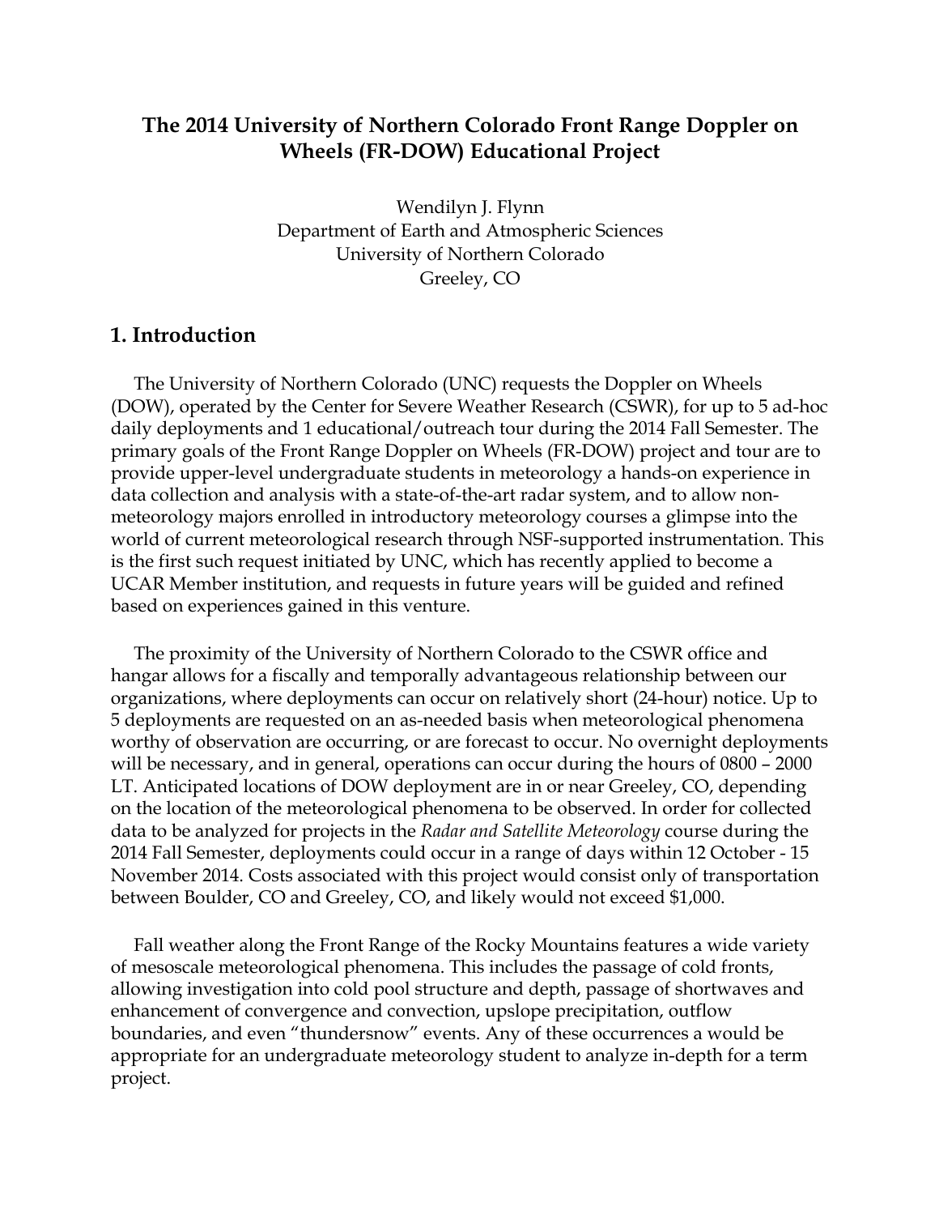# The 2014 University of Northern Colorado Front Range Doppler on Wheels (FR-DOW) Educational Project

Wendilyn J. Flynn
Department of Earth and Atmospheric Sciences
University of Northern Colorado
Greeley, CO

## 1. Introduction

The University of Northern Colorado (UNC) requests the Doppler on Wheels (DOW), operated by the Center for Severe Weather Research (CSWR), for up to 5 ad-hoc daily deployments and 1 educational/outreach tour during the 2014 Fall Semester. The primary goals of the Front Range Doppler on Wheels (FR-DOW) project and tour are to provide upper-level undergraduate students in meteorology a hands-on experience in data collection and analysis with a state-of-the-art radar system, and to allow non-meteorology majors enrolled in introductory meteorology courses a glimpse into the world of current meteorological research through NSF-supported instrumentation. This is the first such request initiated by UNC, which has recently applied to become a UCAR Member institution, and requests in future years will be guided and refined based on experiences gained in this venture.

The proximity of the University of Northern Colorado to the CSWR office and hangar allows for a fiscally and temporally advantageous relationship between our organizations, where deployments can occur on relatively short (24-hour) notice. Up to 5 deployments are requested on an as-needed basis when meteorological phenomena worthy of observation are occurring, or are forecast to occur. No overnight deployments will be necessary, and in general, operations can occur during the hours of 0800 – 2000 LT. Anticipated locations of DOW deployment are in or near Greeley, CO, depending on the location of the meteorological phenomena to be observed. In order for collected data to be analyzed for projects in the *Radar and Satellite Meteorology* course during the 2014 Fall Semester, deployments could occur in a range of days within 12 October - 15 November 2014. Costs associated with this project would consist only of transportation between Boulder, CO and Greeley, CO, and likely would not exceed $1,000.

Fall weather along the Front Range of the Rocky Mountains features a wide variety of mesoscale meteorological phenomena. This includes the passage of cold fronts, allowing investigation into cold pool structure and depth, passage of shortwaves and enhancement of convergence and convection, upslope precipitation, outflow boundaries, and even "thundersnow" events. Any of these occurrences a would be appropriate for an undergraduate meteorology student to analyze in-depth for a term project.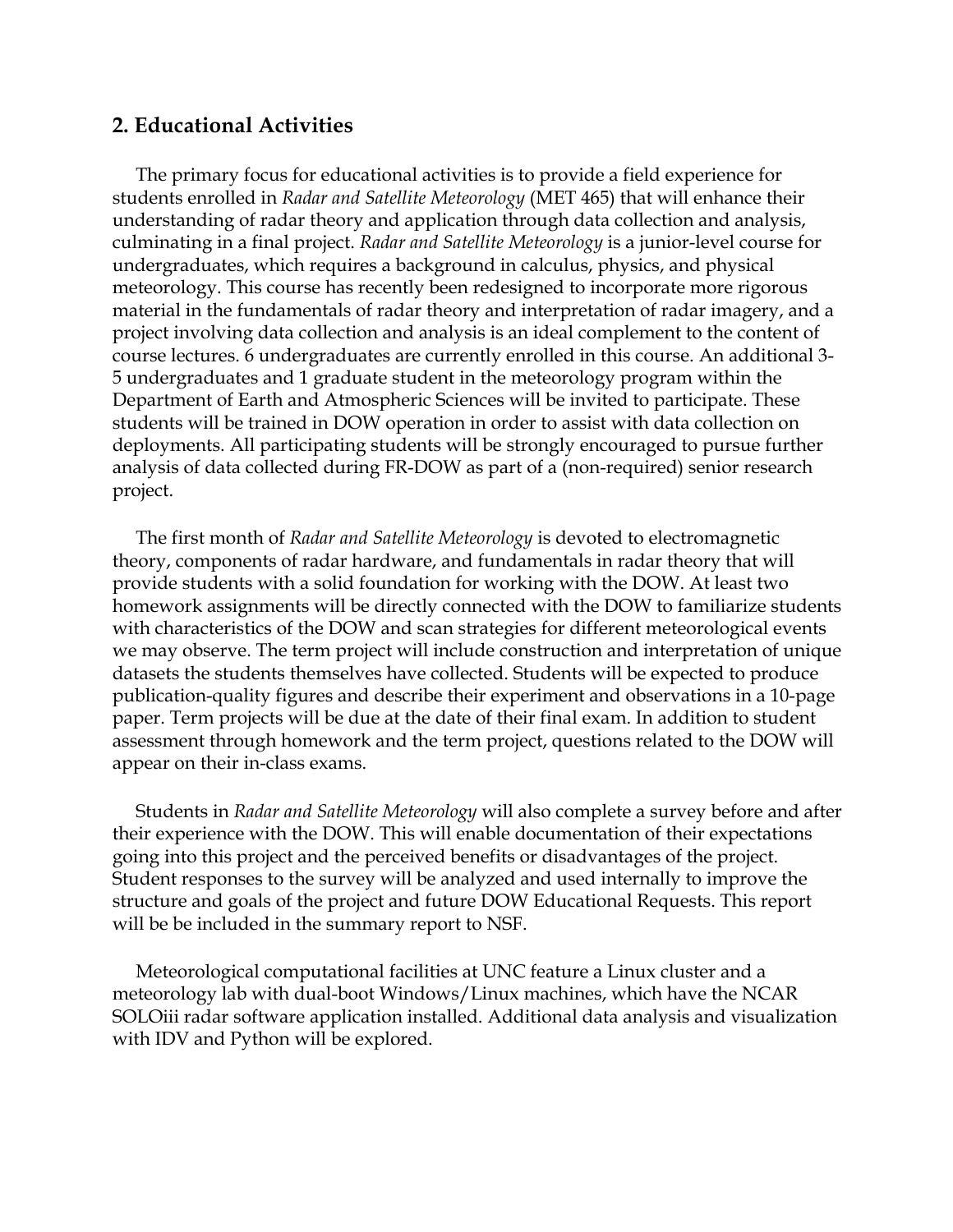## 2. Educational Activities

The primary focus for educational activities is to provide a field experience for students enrolled in *Radar and Satellite Meteorology* (MET 465) that will enhance their understanding of radar theory and application through data collection and analysis, culminating in a final project. *Radar and Satellite Meteorology* is a junior-level course for undergraduates, which requires a background in calculus, physics, and physical meteorology. This course has recently been redesigned to incorporate more rigorous material in the fundamentals of radar theory and interpretation of radar imagery, and a project involving data collection and analysis is an ideal complement to the content of course lectures. 6 undergraduates are currently enrolled in this course. An additional 3-5 undergraduates and 1 graduate student in the meteorology program within the Department of Earth and Atmospheric Sciences will be invited to participate. These students will be trained in DOW operation in order to assist with data collection on deployments. All participating students will be strongly encouraged to pursue further analysis of data collected during FR-DOW as part of a (non-required) senior research project.

The first month of *Radar and Satellite Meteorology* is devoted to electromagnetic theory, components of radar hardware, and fundamentals in radar theory that will provide students with a solid foundation for working with the DOW. At least two homework assignments will be directly connected with the DOW to familiarize students with characteristics of the DOW and scan strategies for different meteorological events we may observe. The term project will include construction and interpretation of unique datasets the students themselves have collected. Students will be expected to produce publication-quality figures and describe their experiment and observations in a 10-page paper. Term projects will be due at the date of their final exam. In addition to student assessment through homework and the term project, questions related to the DOW will appear on their in-class exams.

Students in *Radar and Satellite Meteorology* will also complete a survey before and after their experience with the DOW. This will enable documentation of their expectations going into this project and the perceived benefits or disadvantages of the project. Student responses to the survey will be analyzed and used internally to improve the structure and goals of the project and future DOW Educational Requests. This report will be be included in the summary report to NSF.

Meteorological computational facilities at UNC feature a Linux cluster and a meteorology lab with dual-boot Windows/Linux machines, which have the NCAR SOLOiii radar software application installed. Additional data analysis and visualization with IDV and Python will be explored.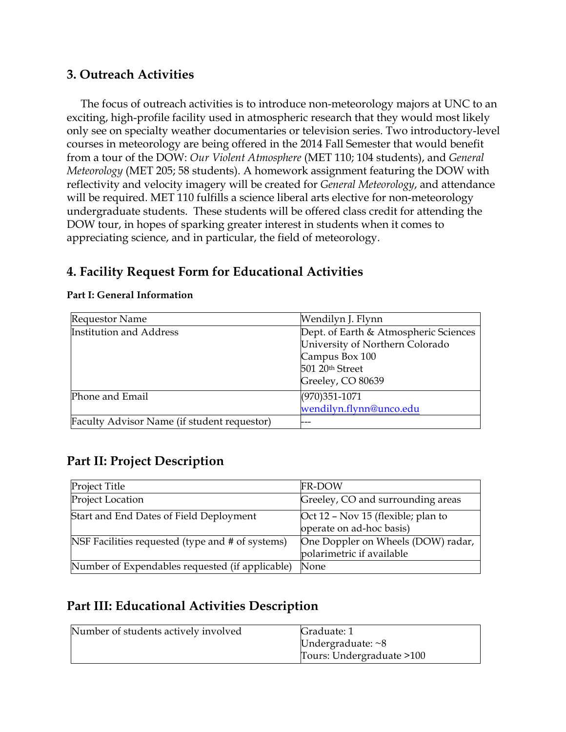## 3. Outreach Activities

The focus of outreach activities is to introduce non-meteorology majors at UNC to an exciting, high-profile facility used in atmospheric research that they would most likely only see on specialty weather documentaries or television series. Two introductory-level courses in meteorology are being offered in the 2014 Fall Semester that would benefit from a tour of the DOW: *Our Violent Atmosphere* (MET 110; 104 students), and *General Meteorology* (MET 205; 58 students). A homework assignment featuring the DOW with reflectivity and velocity imagery will be created for *General Meteorology*, and attendance will be required. MET 110 fulfills a science liberal arts elective for non-meteorology undergraduate students. These students will be offered class credit for attending the DOW tour, in hopes of sparking greater interest in students when it comes to appreciating science, and in particular, the field of meteorology.

## 4. Facility Request Form for Educational Activities

**Part I: General Information**

| | |
|---|---|
| Requestor Name | Wendilyn J. Flynn |
| Institution and Address | Dept. of Earth & Atmospheric Sciences<br>University of Northern Colorado<br>Campus Box 100<br>501 20th Street<br>Greeley, CO 80639 |
| Phone and Email | (970)351-1071<br>wendilyn.flynn@unco.edu |
| Faculty Advisor Name (if student requestor) | --- |

## Part II: Project Description

| | |
|---|---|
| Project Title | FR-DOW |
| Project Location | Greeley, CO and surrounding areas |
| Start and End Dates of Field Deployment | Oct 12 – Nov 15 (flexible; plan to operate on ad-hoc basis) |
| NSF Facilities requested (type and # of systems) | One Doppler on Wheels (DOW) radar, polarimetric if available |
| Number of Expendables requested (if applicable) | None |

## Part III: Educational Activities Description

| | |
|---|---|
| Number of students actively involved | Graduate: 1<br>Undergraduate: ~8<br>Tours: Undergraduate >100 |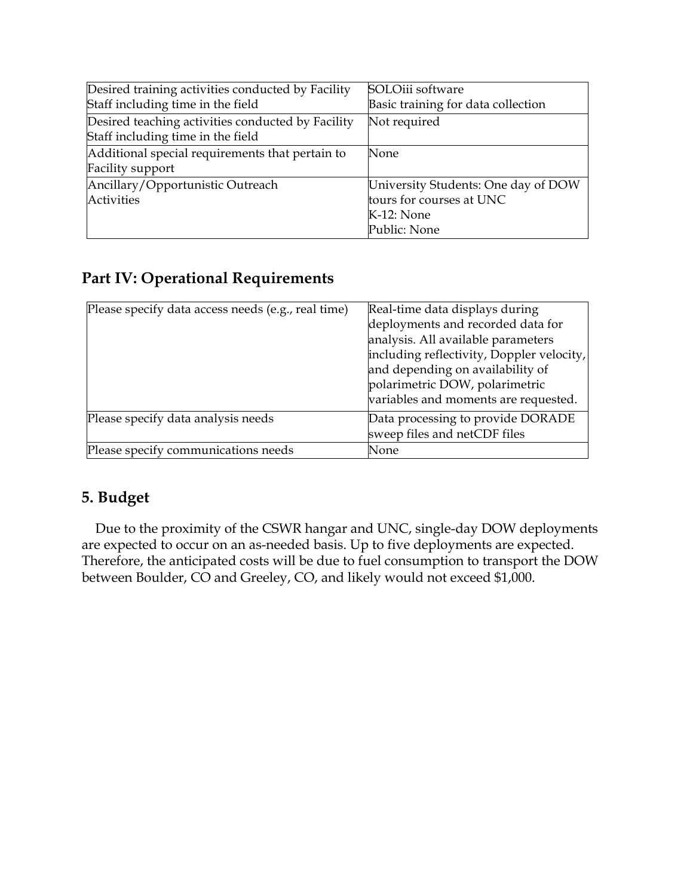| | |
|---|---|
| Desired training activities conducted by Facility Staff including time in the field | SOLOiii software<br>Basic training for data collection |
| Desired teaching activities conducted by Facility Staff including time in the field | Not required |
| Additional special requirements that pertain to Facility support | None |
| Ancillary/Opportunistic Outreach Activities | University Students: One day of DOW tours for courses at UNC<br>K-12: None<br>Public: None |

## Part IV: Operational Requirements

| | |
|---|---|
| Please specify data access needs (e.g., real time) | Real-time data displays during deployments and recorded data for analysis. All available parameters including reflectivity, Doppler velocity, and depending on availability of polarimetric DOW, polarimetric variables and moments are requested. |
| Please specify data analysis needs | Data processing to provide DORADE sweep files and netCDF files |
| Please specify communications needs | None |

## 5. Budget

Due to the proximity of the CSWR hangar and UNC, single-day DOW deployments are expected to occur on an as-needed basis. Up to five deployments are expected. Therefore, the anticipated costs will be due to fuel consumption to transport the DOW between Boulder, CO and Greeley, CO, and likely would not exceed $1,000.